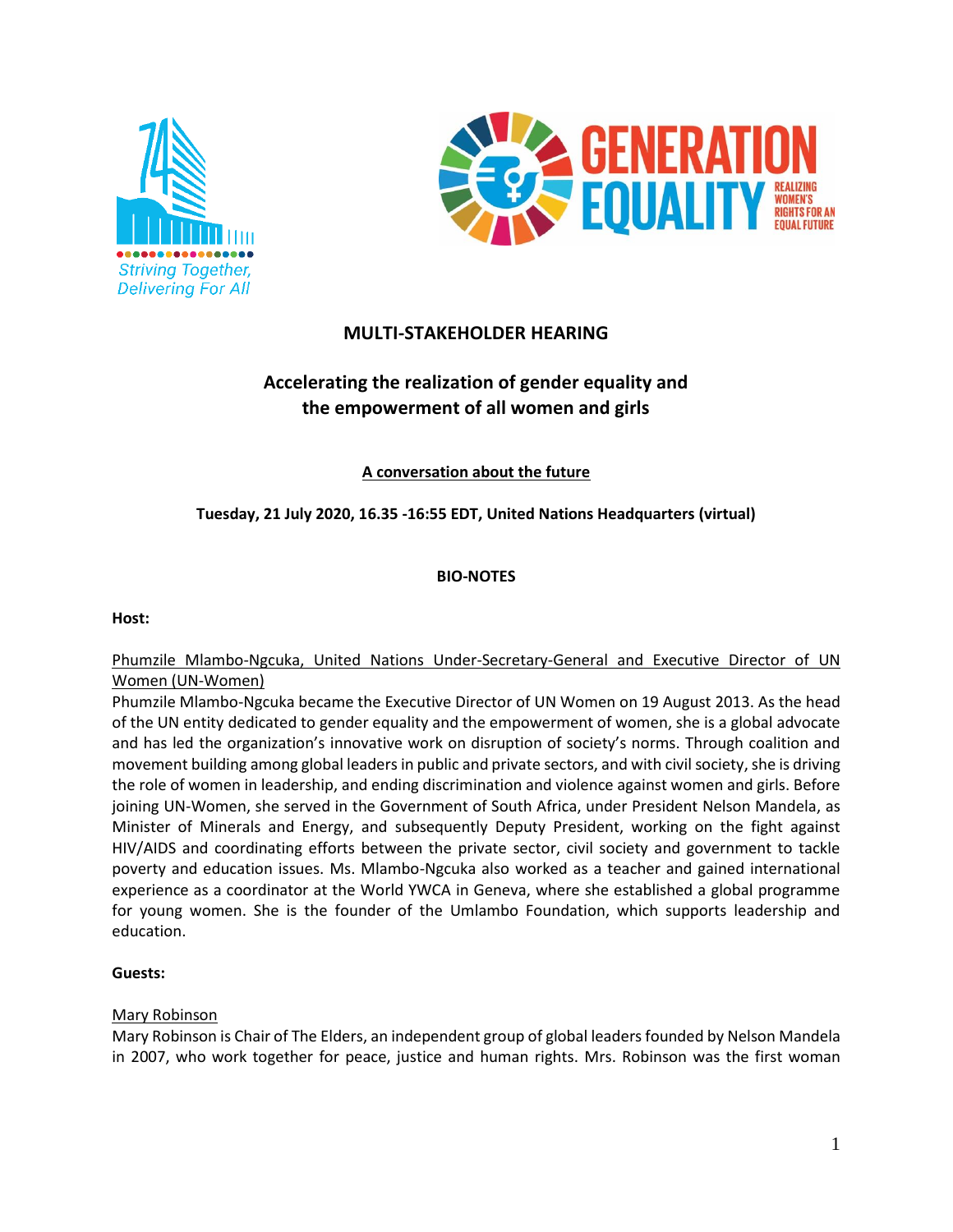## MULTI-STAKEHOLDER HEARING

## Accelerating the realization of gender equality and the empowerment of all women and girls

**A conversation about the future**

**Tuesday, 21 July 2020, 16.35 -16:55 EDT, United Nations Headquarters (virtual)**

**BIO-NOTES**

**Host:**

Phumzile Mlambo-Ngcuka, United Nations Under-Secretary-General and Executive Director of UN Women (UN-Women)

Phumzile Mlambo-Ngcuka became the Executive Director of UN Women on 19 August 2013. As the head of the UN entity dedicated to gender equality and the empowerment of women, she is a global advocate and has led the organization's innovative work on disruption of society's norms. Through coalition and movement building among global leaders in public and private sectors, and with civil society, she is driving the role of women in leadership, and ending discrimination and violence against women and girls. Before joining UN-Women, she served in the Government of South Africa, under President Nelson Mandela, as Minister of Minerals and Energy, and subsequently Deputy President, working on the fight against HIV/AIDS and coordinating efforts between the private sector, civil society and government to tackle poverty and education issues. Ms. Mlambo-Ngcuka also worked as a teacher and gained international experience as a coordinator at the World YWCA in Geneva, where she established a global programme for young women. She is the founder of the Umlambo Foundation, which supports leadership and education.

**Guests:**

Mary Robinson

Mary Robinson is Chair of The Elders, an independent group of global leaders founded by Nelson Mandela in 2007, who work together for peace, justice and human rights. Mrs. Robinson was the first woman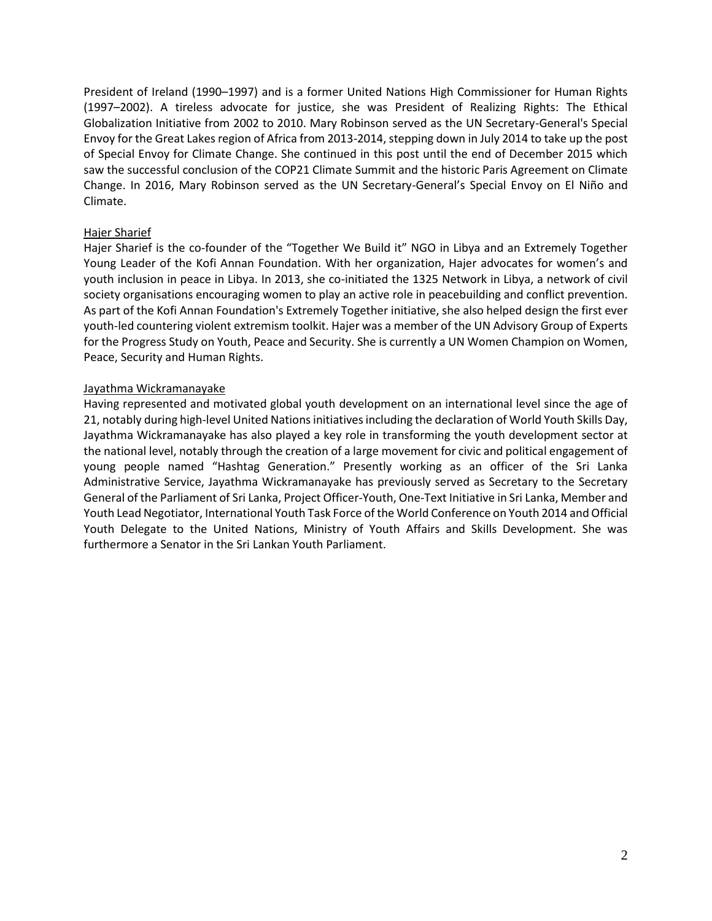President of Ireland (1990–1997) and is a former United Nations High Commissioner for Human Rights (1997–2002). A tireless advocate for justice, she was President of Realizing Rights: The Ethical Globalization Initiative from 2002 to 2010. Mary Robinson served as the UN Secretary-General's Special Envoy for the Great Lakes region of Africa from 2013-2014, stepping down in July 2014 to take up the post of Special Envoy for Climate Change. She continued in this post until the end of December 2015 which saw the successful conclusion of the COP21 Climate Summit and the historic Paris Agreement on Climate Change. In 2016, Mary Robinson served as the UN Secretary-General's Special Envoy on El Niño and Climate.

Hajer Sharief

Hajer Sharief is the co-founder of the "Together We Build it" NGO in Libya and an Extremely Together Young Leader of the Kofi Annan Foundation. With her organization, Hajer advocates for women's and youth inclusion in peace in Libya. In 2013, she co-initiated the 1325 Network in Libya, a network of civil society organisations encouraging women to play an active role in peacebuilding and conflict prevention. As part of the Kofi Annan Foundation's Extremely Together initiative, she also helped design the first ever youth-led countering violent extremism toolkit. Hajer was a member of the UN Advisory Group of Experts for the Progress Study on Youth, Peace and Security. She is currently a UN Women Champion on Women, Peace, Security and Human Rights.

Jayathma Wickramanayake

Having represented and motivated global youth development on an international level since the age of 21, notably during high-level United Nations initiatives including the declaration of World Youth Skills Day, Jayathma Wickramanayake has also played a key role in transforming the youth development sector at the national level, notably through the creation of a large movement for civic and political engagement of young people named "Hashtag Generation." Presently working as an officer of the Sri Lanka Administrative Service, Jayathma Wickramanayake has previously served as Secretary to the Secretary General of the Parliament of Sri Lanka, Project Officer-Youth, One-Text Initiative in Sri Lanka, Member and Youth Lead Negotiator, International Youth Task Force of the World Conference on Youth 2014 and Official Youth Delegate to the United Nations, Ministry of Youth Affairs and Skills Development. She was furthermore a Senator in the Sri Lankan Youth Parliament.